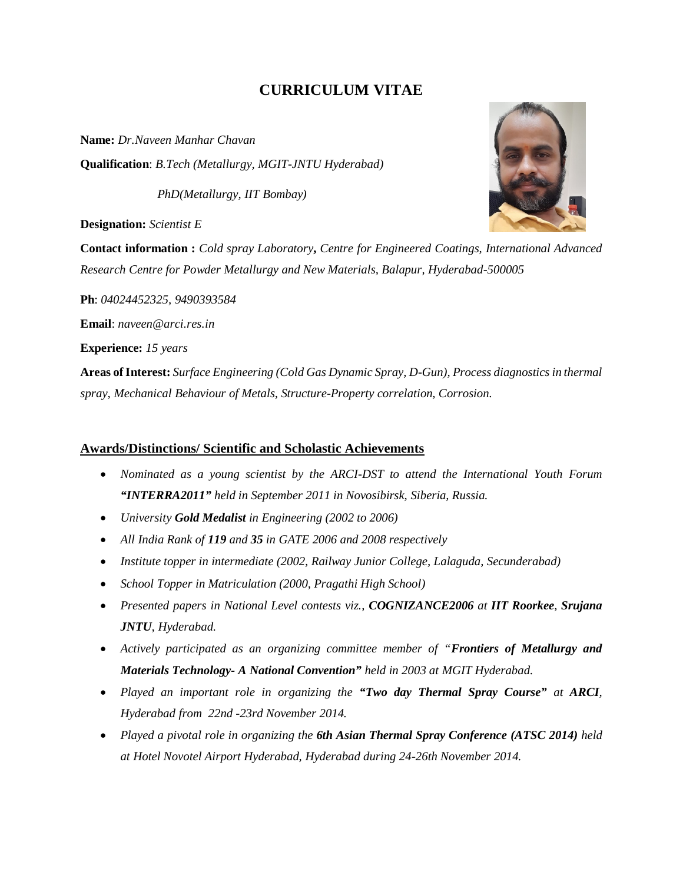# CURRICULUM VITAE

**Name:** *Dr.Naveen Manhar Chavan*

**Qualification**: *B.Tech (Metallurgy, MGIT-JNTU Hyderabad)*

*PhD(Metallurgy, IIT Bombay)*

**Designation:** *Scientist E*

**Contact information :** *Cold spray Laboratory, Centre for Engineered Coatings, International Advanced Research Centre for Powder Metallurgy and New Materials, Balapur, Hyderabad-500005*

**Ph**: *04024452325, 9490393584*

**Email**: *naveen@arci.res.in*

**Experience:** *15 years*

**Areas of Interest:** *Surface Engineering (Cold Gas Dynamic Spray, D-Gun), Process diagnostics in thermal spray, Mechanical Behaviour of Metals, Structure-Property correlation, Corrosion.*

## Awards/Distinctions/ Scientific and Scholastic Achievements

- *Nominated as a young scientist by the ARCI-DST to attend the International Youth Forum **"INTERRA2011"** held in September 2011 in Novosibirsk, Siberia, Russia.*
- *University **Gold Medalist** in Engineering (2002 to 2006)*
- *All India Rank of **119** and **35** in GATE 2006 and 2008 respectively*
- *Institute topper in intermediate (2002, Railway Junior College, Lalaguda, Secunderabad)*
- *School Topper in Matriculation (2000, Pragathi High School)*
- *Presented papers in National Level contests viz., **COGNIZANCE2006** at **IIT Roorkee**, **Srujana JNTU**, Hyderabad.*
- *Actively participated as an organizing committee member of "**Frontiers of Metallurgy and Materials Technology- A National Convention"** held in 2003 at MGIT Hyderabad.*
- *Played an important role in organizing the **"Two day Thermal Spray Course"** at **ARCI**, Hyderabad from 22nd -23rd November 2014.*
- *Played a pivotal role in organizing the **6th Asian Thermal Spray Conference (ATSC 2014)** held at Hotel Novotel Airport Hyderabad, Hyderabad during 24-26th November 2014.*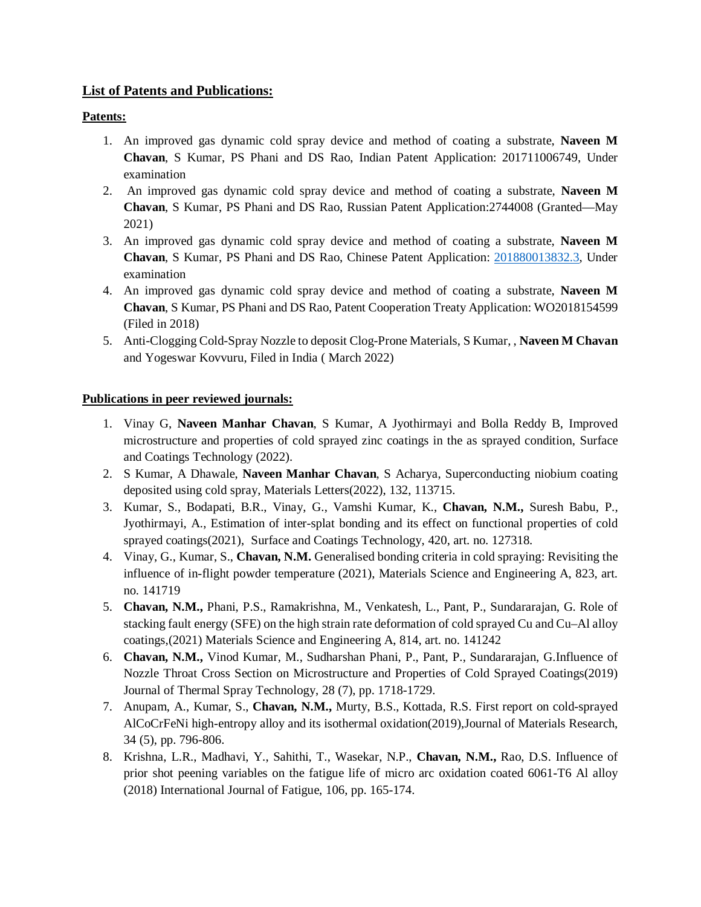## <u>List of Patents and Publications:</u>

### <u>Patents:</u>

1. An improved gas dynamic cold spray device and method of coating a substrate, **Naveen M Chavan**, S Kumar, PS Phani and DS Rao, Indian Patent Application: 201711006749, Under examination
2. An improved gas dynamic cold spray device and method of coating a substrate, **Naveen M Chavan**, S Kumar, PS Phani and DS Rao, Russian Patent Application:2744008 (Granted—May 2021)
3. An improved gas dynamic cold spray device and method of coating a substrate, **Naveen M Chavan**, S Kumar, PS Phani and DS Rao, Chinese Patent Application: 201880013832.3, Under examination
4. An improved gas dynamic cold spray device and method of coating a substrate, **Naveen M Chavan**, S Kumar, PS Phani and DS Rao, Patent Cooperation Treaty Application: WO2018154599 (Filed in 2018)
5. Anti-Clogging Cold-Spray Nozzle to deposit Clog-Prone Materials, S Kumar, , **Naveen M Chavan** and Yogeswar Kovvuru, Filed in India ( March 2022)

### <u>Publications in peer reviewed journals:</u>

1. Vinay G, **Naveen Manhar Chavan**, S Kumar, A Jyothirmayi and Bolla Reddy B, Improved microstructure and properties of cold sprayed zinc coatings in the as sprayed condition, Surface and Coatings Technology (2022).
2. S Kumar, A Dhawale, **Naveen Manhar Chavan**, S Acharya, Superconducting niobium coating deposited using cold spray, Materials Letters(2022), 132, 113715.
3. Kumar, S., Bodapati, B.R., Vinay, G., Vamshi Kumar, K., **Chavan, N.M.,** Suresh Babu, P., Jyothirmayi, A., Estimation of inter-splat bonding and its effect on functional properties of cold sprayed coatings(2021), Surface and Coatings Technology, 420, art. no. 127318.
4. Vinay, G., Kumar, S., **Chavan, N.M.** Generalised bonding criteria in cold spraying: Revisiting the influence of in-flight powder temperature (2021), Materials Science and Engineering A, 823, art. no. 141719
5. **Chavan, N.M.,** Phani, P.S., Ramakrishna, M., Venkatesh, L., Pant, P., Sundararajan, G. Role of stacking fault energy (SFE) on the high strain rate deformation of cold sprayed Cu and Cu–Al alloy coatings,(2021) Materials Science and Engineering A, 814, art. no. 141242
6. **Chavan, N.M.,** Vinod Kumar, M., Sudharshan Phani, P., Pant, P., Sundararajan, G.Influence of Nozzle Throat Cross Section on Microstructure and Properties of Cold Sprayed Coatings(2019) Journal of Thermal Spray Technology, 28 (7), pp. 1718-1729.
7. Anupam, A., Kumar, S., **Chavan, N.M.,** Murty, B.S., Kottada, R.S. First report on cold-sprayed AlCoCrFeNi high-entropy alloy and its isothermal oxidation(2019),Journal of Materials Research, 34 (5), pp. 796-806.
8. Krishna, L.R., Madhavi, Y., Sahithi, T., Wasekar, N.P., **Chavan, N.M.,** Rao, D.S. Influence of prior shot peening variables on the fatigue life of micro arc oxidation coated 6061-T6 Al alloy (2018) International Journal of Fatigue, 106, pp. 165-174.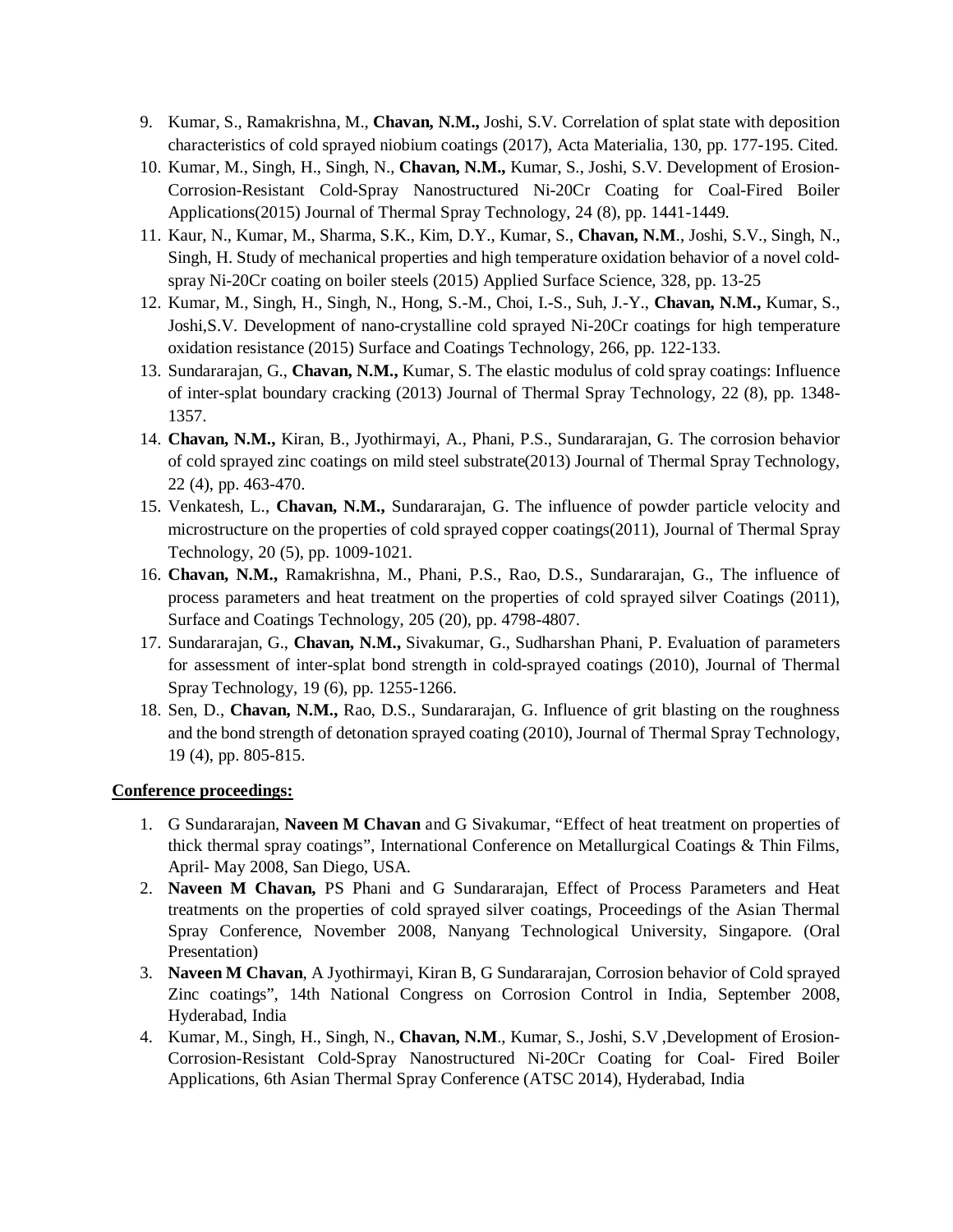9. Kumar, S., Ramakrishna, M., **Chavan, N.M.,** Joshi, S.V. Correlation of splat state with deposition characteristics of cold sprayed niobium coatings (2017), Acta Materialia, 130, pp. 177-195. Cited.
10. Kumar, M., Singh, H., Singh, N., **Chavan, N.M.,** Kumar, S., Joshi, S.V. Development of Erosion-Corrosion-Resistant Cold-Spray Nanostructured Ni-20Cr Coating for Coal-Fired Boiler Applications(2015) Journal of Thermal Spray Technology, 24 (8), pp. 1441-1449.
11. Kaur, N., Kumar, M., Sharma, S.K., Kim, D.Y., Kumar, S., **Chavan, N.M**., Joshi, S.V., Singh, N., Singh, H. Study of mechanical properties and high temperature oxidation behavior of a novel cold-spray Ni-20Cr coating on boiler steels (2015) Applied Surface Science, 328, pp. 13-25
12. Kumar, M., Singh, H., Singh, N., Hong, S.-M., Choi, I.-S., Suh, J.-Y., **Chavan, N.M.,** Kumar, S., Joshi,S.V. Development of nano-crystalline cold sprayed Ni-20Cr coatings for high temperature oxidation resistance (2015) Surface and Coatings Technology, 266, pp. 122-133.
13. Sundararajan, G., **Chavan, N.M.,** Kumar, S. The elastic modulus of cold spray coatings: Influence of inter-splat boundary cracking (2013) Journal of Thermal Spray Technology, 22 (8), pp. 1348-1357.
14. **Chavan, N.M.,** Kiran, B., Jyothirmayi, A., Phani, P.S., Sundararajan, G. The corrosion behavior of cold sprayed zinc coatings on mild steel substrate(2013) Journal of Thermal Spray Technology, 22 (4), pp. 463-470.
15. Venkatesh, L., **Chavan, N.M.,** Sundararajan, G. The influence of powder particle velocity and microstructure on the properties of cold sprayed copper coatings(2011), Journal of Thermal Spray Technology, 20 (5), pp. 1009-1021.
16. **Chavan, N.M.,** Ramakrishna, M., Phani, P.S., Rao, D.S., Sundararajan, G., The influence of process parameters and heat treatment on the properties of cold sprayed silver Coatings (2011), Surface and Coatings Technology, 205 (20), pp. 4798-4807.
17. Sundararajan, G., **Chavan, N.M.,** Sivakumar, G., Sudharshan Phani, P. Evaluation of parameters for assessment of inter-splat bond strength in cold-sprayed coatings (2010), Journal of Thermal Spray Technology, 19 (6), pp. 1255-1266.
18. Sen, D., **Chavan, N.M.,** Rao, D.S., Sundararajan, G. Influence of grit blasting on the roughness and the bond strength of detonation sprayed coating (2010), Journal of Thermal Spray Technology, 19 (4), pp. 805-815.

**Conference proceedings:**

1. G Sundararajan, **Naveen M Chavan** and G Sivakumar, "Effect of heat treatment on properties of thick thermal spray coatings", International Conference on Metallurgical Coatings & Thin Films, April- May 2008, San Diego, USA.
2. **Naveen M Chavan,** PS Phani and G Sundararajan, Effect of Process Parameters and Heat treatments on the properties of cold sprayed silver coatings, Proceedings of the Asian Thermal Spray Conference, November 2008, Nanyang Technological University, Singapore. (Oral Presentation)
3. **Naveen M Chavan**, A Jyothirmayi, Kiran B, G Sundararajan, Corrosion behavior of Cold sprayed Zinc coatings", 14th National Congress on Corrosion Control in India, September 2008, Hyderabad, India
4. Kumar, M., Singh, H., Singh, N., **Chavan, N.M**., Kumar, S., Joshi, S.V ,Development of Erosion-Corrosion-Resistant Cold-Spray Nanostructured Ni-20Cr Coating for Coal- Fired Boiler Applications, 6th Asian Thermal Spray Conference (ATSC 2014), Hyderabad, India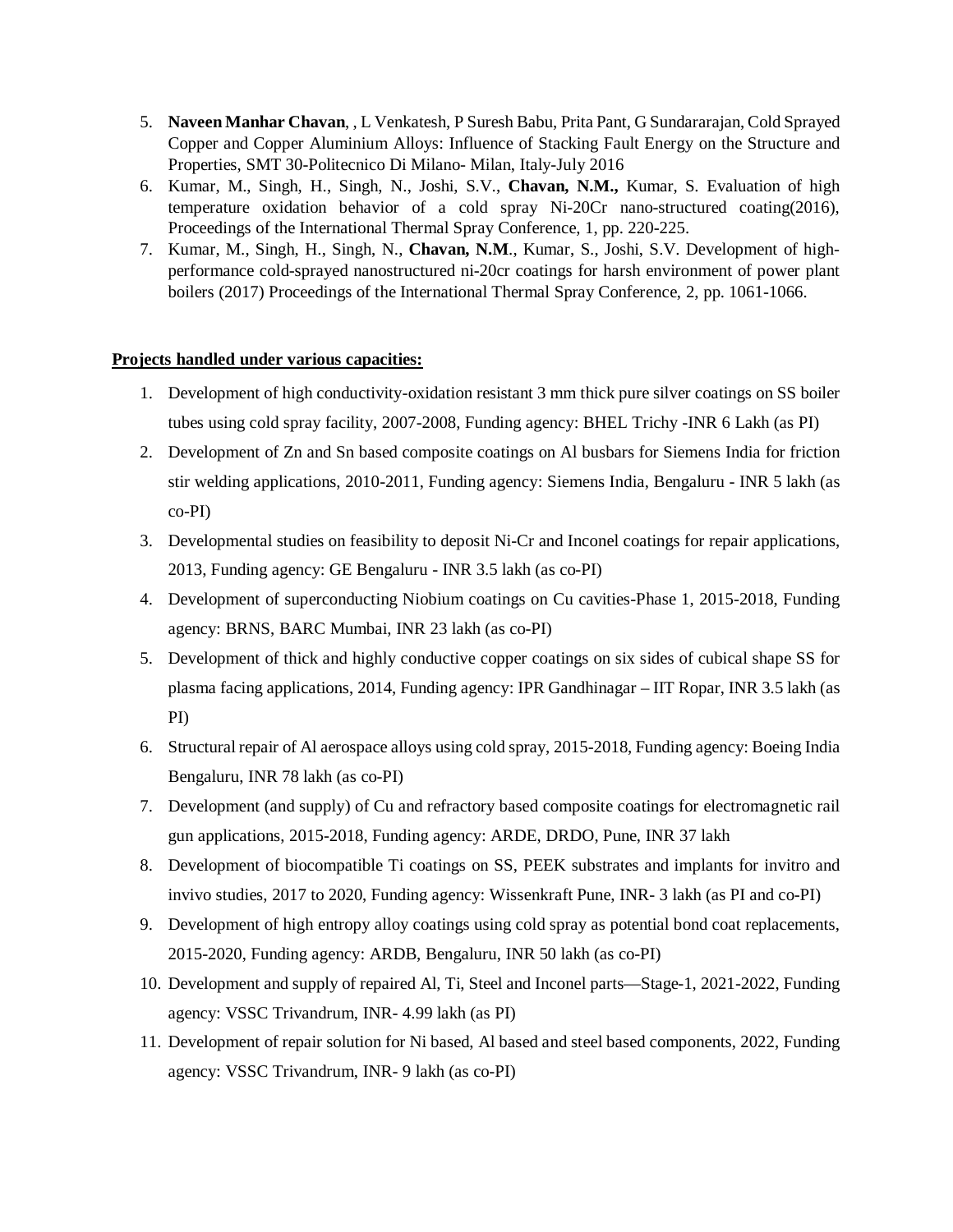5. **Naveen Manhar Chavan**, , L Venkatesh, P Suresh Babu, Prita Pant, G Sundararajan, Cold Sprayed Copper and Copper Aluminium Alloys: Influence of Stacking Fault Energy on the Structure and Properties, SMT 30-Politecnico Di Milano- Milan, Italy-July 2016
6. Kumar, M., Singh, H., Singh, N., Joshi, S.V., **Chavan, N.M.,** Kumar, S. Evaluation of high temperature oxidation behavior of a cold spray Ni-20Cr nano-structured coating(2016), Proceedings of the International Thermal Spray Conference, 1, pp. 220-225.
7. Kumar, M., Singh, H., Singh, N., **Chavan, N.M**., Kumar, S., Joshi, S.V. Development of high-performance cold-sprayed nanostructured ni-20cr coatings for harsh environment of power plant boilers (2017) Proceedings of the International Thermal Spray Conference, 2, pp. 1061-1066.

**Projects handled under various capacities:**

1. Development of high conductivity-oxidation resistant 3 mm thick pure silver coatings on SS boiler tubes using cold spray facility, 2007-2008, Funding agency: BHEL Trichy -INR 6 Lakh (as PI)
2. Development of Zn and Sn based composite coatings on Al busbars for Siemens India for friction stir welding applications, 2010-2011, Funding agency: Siemens India, Bengaluru - INR 5 lakh (as co-PI)
3. Developmental studies on feasibility to deposit Ni-Cr and Inconel coatings for repair applications, 2013, Funding agency: GE Bengaluru - INR 3.5 lakh (as co-PI)
4. Development of superconducting Niobium coatings on Cu cavities-Phase 1, 2015-2018, Funding agency: BRNS, BARC Mumbai, INR 23 lakh (as co-PI)
5. Development of thick and highly conductive copper coatings on six sides of cubical shape SS for plasma facing applications, 2014, Funding agency: IPR Gandhinagar – IIT Ropar, INR 3.5 lakh (as PI)
6. Structural repair of Al aerospace alloys using cold spray, 2015-2018, Funding agency: Boeing India Bengaluru, INR 78 lakh (as co-PI)
7. Development (and supply) of Cu and refractory based composite coatings for electromagnetic rail gun applications, 2015-2018, Funding agency: ARDE, DRDO, Pune, INR 37 lakh
8. Development of biocompatible Ti coatings on SS, PEEK substrates and implants for invitro and invivo studies, 2017 to 2020, Funding agency: Wissenkraft Pune, INR- 3 lakh (as PI and co-PI)
9. Development of high entropy alloy coatings using cold spray as potential bond coat replacements, 2015-2020, Funding agency: ARDB, Bengaluru, INR 50 lakh (as co-PI)
10. Development and supply of repaired Al, Ti, Steel and Inconel parts—Stage-1, 2021-2022, Funding agency: VSSC Trivandrum, INR- 4.99 lakh (as PI)
11. Development of repair solution for Ni based, Al based and steel based components, 2022, Funding agency: VSSC Trivandrum, INR- 9 lakh (as co-PI)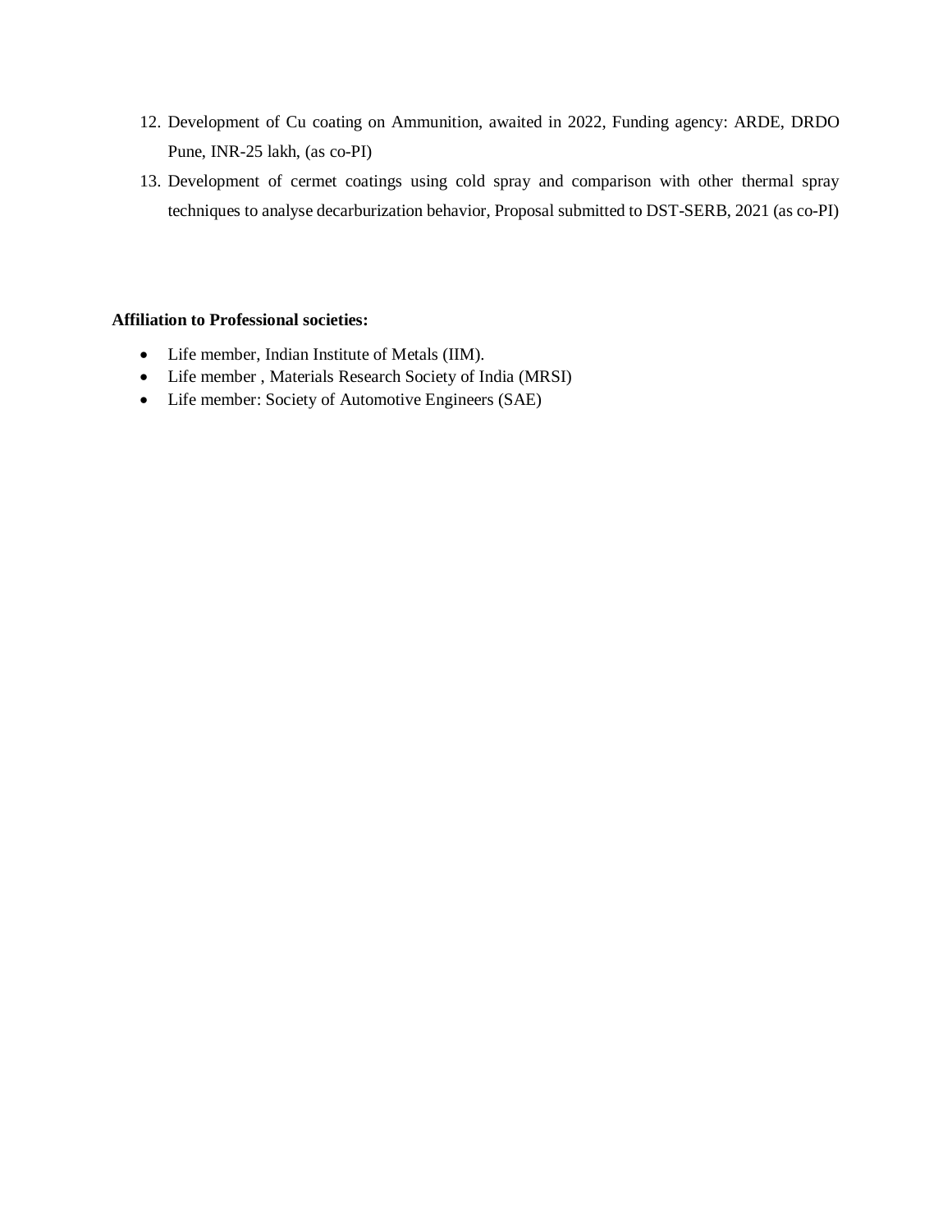12. Development of Cu coating on Ammunition, awaited in 2022, Funding agency: ARDE, DRDO Pune, INR-25 lakh, (as co-PI)
13. Development of cermet coatings using cold spray and comparison with other thermal spray techniques to analyse decarburization behavior, Proposal submitted to DST-SERB, 2021 (as co-PI)

**Affiliation to Professional societies:**

- Life member, Indian Institute of Metals (IIM).
- Life member , Materials Research Society of India (MRSI)
- Life member: Society of Automotive Engineers (SAE)